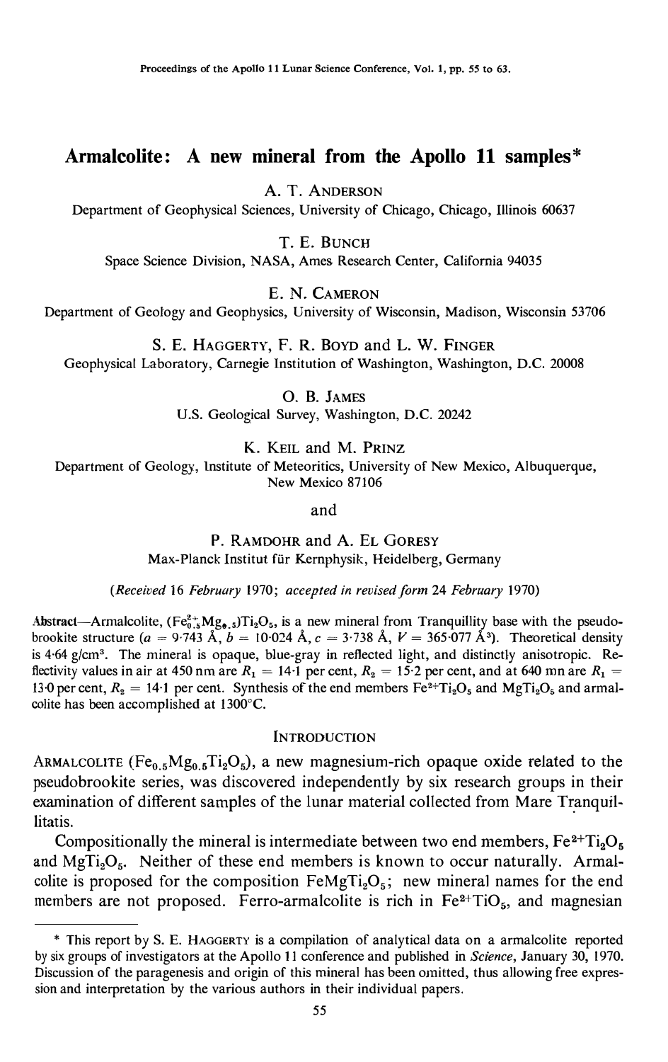# Armalcolite: A new mineral from the Apollo 11 samples*

A. T. ANDERSON

Department of Geophysical Sciences, University of Chicago, Chicago, Illinois 60637

T. E. BUNCH

Space Science Division, NASA, Ames Research Center, California 94035

E. N. CAMERON

Department of Geology and Geophysics, University of Wisconsin, Madison, Wisconsin 53706

S. E. HAGGERTY, F. R. BOYD and L. W. FINGER

Geophysical Laboratory, Carnegie Institution of Washington, Washington, D.C. 20008

O. B. JAMES

U.S. Geological Survey, Washington, D.C. 20242

K. KEIL and M. PRINZ

Department of Geology, Institute of Meteoritics, University of New Mexico, Albuquerque, New Mexico 87106

and

P. RAMDOHR and A. EL GORESY

Max-Planck Institut für Kernphysik, Heidelberg, Germany

*(Received 16 February 1970; accepted in revised form 24 February 1970)*

**Abstract**—Armalcolite, $(Fe^{2+}_{0.5}Mg_{0.5})Ti_2O_5$, is a new mineral from Tranquillity base with the pseudobrookite structure ($a = 9{\cdot}743$ Å, $b = 10{\cdot}024$ Å, $c = 3{\cdot}738$ Å, $V = 365{\cdot}077$ Å$^3$). Theoretical density is 4·64 g/cm$^3$. The mineral is opaque, blue-gray in reflected light, and distinctly anisotropic. Reflectivity values in air at 450 nm are $R_1 = 14{\cdot}1$ per cent, $R_2 = 15{\cdot}2$ per cent, and at 640 mn are $R_1 = 13{\cdot}0$ per cent, $R_2 = 14{\cdot}1$ per cent. Synthesis of the end members $Fe^{2+}Ti_2O_5$ and $MgTi_2O_5$ and armalcolite has been accomplished at 1300°C.

## INTRODUCTION

ARMALCOLITE ($Fe_{0.5}Mg_{0.5}Ti_2O_5$), a new magnesium-rich opaque oxide related to the pseudobrookite series, was discovered independently by six research groups in their examination of different samples of the lunar material collected from Mare Tranquillitatis.

Compositionally the mineral is intermediate between two end members, $Fe^{2+}Ti_2O_5$ and $MgTi_2O_5$. Neither of these end members is known to occur naturally. Armalcolite is proposed for the composition $FeMgTi_2O_5$; new mineral names for the end members are not proposed. Ferro-armalcolite is rich in $Fe^{2+}TiO_5$, and magnesian

---

\* This report by S. E. HAGGERTY is a compilation of analytical data on a armalcolite reported by six groups of investigators at the Apollo 11 conference and published in *Science*, January 30, 1970. Discussion of the paragenesis and origin of this mineral has been omitted, thus allowing free expression and interpretation by the various authors in their individual papers.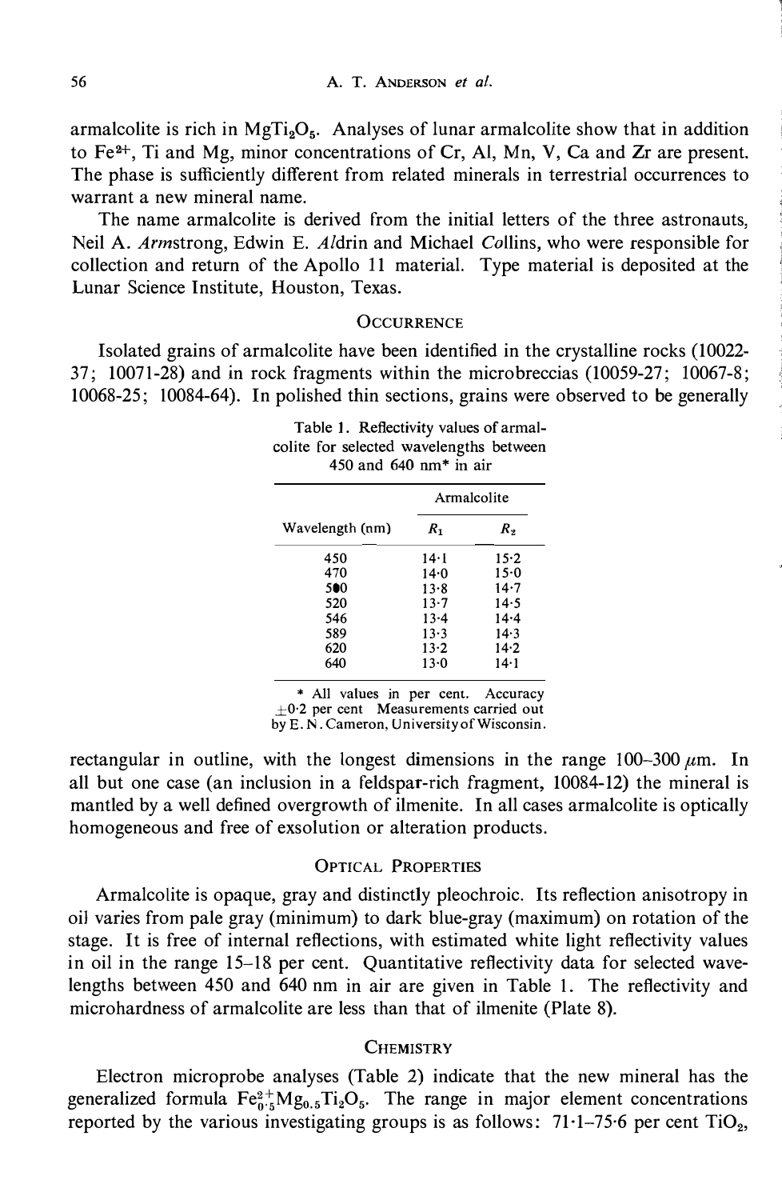armalcolite is rich in $MgTi_2O_5$. Analyses of lunar armalcolite show that in addition to $Fe^{2+}$, Ti and Mg, minor concentrations of Cr, Al, Mn, V, Ca and Zr are present. The phase is sufficiently different from related minerals in terrestrial occurrences to warrant a new mineral name.

The name armalcolite is derived from the initial letters of the three astronauts, Neil A. *Arm*strong, Edwin E. *Al*drin and Michael *Col*lins, who were responsible for collection and return of the Apollo 11 material. Type material is deposited at the Lunar Science Institute, Houston, Texas.

## Occurrence

Isolated grains of armalcolite have been identified in the crystalline rocks (10022-37; 10071-28) and in rock fragments within the microbreccias (10059-27; 10067-8; 10068-25; 10084-64). In polished thin sections, grains were observed to be generally rectangular in outline, with the longest dimensions in the range 100–300 μm. In all but one case (an inclusion in a feldspar-rich fragment, 10084-12) the mineral is mantled by a well defined overgrowth of ilmenite. In all cases armalcolite is optically homogeneous and free of exsolution or alteration products.

Table 1. Reflectivity values of armalcolite for selected wavelengths between 450 and 640 nm* in air

| Wavelength (nm) | Armalcolite | |
|---|---|---|
| | $R_1$ | $R_2$ |
| 450 | 14·1 | 15·2 |
| 470 | 14·0 | 15·0 |
| 500 | 13·8 | 14·7 |
| 520 | 13·7 | 14·5 |
| 546 | 13·4 | 14·4 |
| 589 | 13·3 | 14·3 |
| 620 | 13·2 | 14·2 |
| 640 | 13·0 | 14·1 |

\* All values in per cent. Accuracy ±0·2 per cent Measurements carried out by E. N. Cameron, University of Wisconsin.

## Optical Properties

Armalcolite is opaque, gray and distinctly pleochroic. Its reflection anisotropy in oil varies from pale gray (minimum) to dark blue-gray (maximum) on rotation of the stage. It is free of internal reflections, with estimated white light reflectivity values in oil in the range 15–18 per cent. Quantitative reflectivity data for selected wavelengths between 450 and 640 nm in air are given in Table 1. The reflectivity and microhardness of armalcolite are less than that of ilmenite (Plate 8).

## Chemistry

Electron microprobe analyses (Table 2) indicate that the new mineral has the generalized formula $Fe^{2+}_{0.5}Mg_{0.5}Ti_2O_5$. The range in major element concentrations reported by the various investigating groups is as follows: 71·1–75·6 per cent $TiO_2$,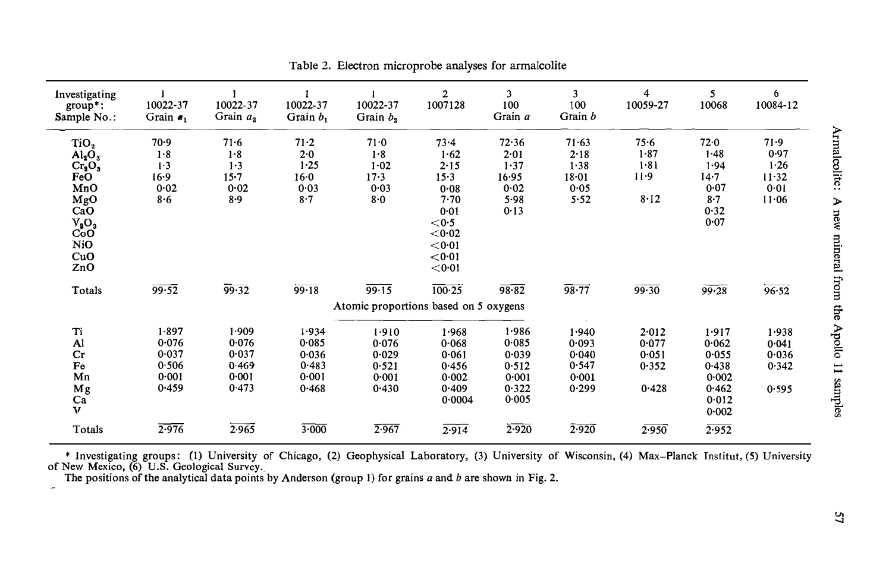Table 2. Electron microprobe analyses for armalcolite

| Investigating group*: Sample No.: | 1 10022-37 Grain $a_1$ | 1 10022-37 Grain $a_2$ | 1 10022-37 Grain $b_1$ | 1 10022-37 Grain $b_2$ | 2 1007128 | 3 100 Grain *a* | 3 100 Grain *b* | 4 10059-27 | 5 10068 | 6 10084-12 |
|---|---|---|---|---|---|---|---|---|---|---|
| $TiO_2$ | 70·9 | 71·6 | 71·2 | 71·0 | 73·4 | 72·36 | 71·63 | 75·6 | 72·0 | 71·9 |
| $Al_2O_3$ | 1·8 | 1·8 | 2·0 | 1·8 | 1·62 | 2·01 | 2·18 | 1·87 | 1·48 | 0·97 |
| $Cr_2O_3$ | 1·3 | 1·3 | 1·25 | 1·02 | 2·15 | 1·37 | 1·38 | 1·81 | 1·94 | 1·26 |
| FeO | 16·9 | 15·7 | 16·0 | 17·3 | 15·3 | 16·95 | 18·01 | 11·9 | 14·7 | 11·32 |
| MnO | 0·02 | 0·02 | 0·03 | 0·03 | 0·08 | 0·02 | 0·05 | | 0·07 | 0·01 |
| MgO | 8·6 | 8·9 | 8·7 | 8·0 | 7·70 | 5·98 | 5·52 | 8·12 | 8·7 | 11·06 |
| CaO | | | | | 0·01 | 0·13 | | | 0·32 | |
| $V_2O_3$ | | | | | <0·5 | | | | 0·07 | |
| CoO | | | | | <0·02 | | | | | |
| NiO | | | | | <0·01 | | | | | |
| CuO | | | | | <0·01 | | | | | |
| ZnO | | | | | <0·01 | | | | | |
| Totals | 99·52 | 99·32 | 99·18 | 99·15 | 100·25 | 98·82 | 98·77 | 99·30 | 99·28 | 96·52 |
| | | | | Atomic proportions based on 5 oxygens | | | | | | |
| Ti | 1·897 | 1·909 | 1·934 | 1·910 | 1·968 | 1·986 | 1·940 | 2·012 | 1·917 | 1·938 |
| Al | 0·076 | 0·076 | 0·085 | 0·076 | 0·068 | 0·085 | 0·093 | 0·077 | 0·062 | 0·041 |
| Cr | 0·037 | 0·037 | 0·036 | 0·029 | 0·061 | 0·039 | 0·040 | 0·051 | 0·055 | 0·036 |
| Fe | 0·506 | 0·469 | 0·483 | 0·521 | 0·456 | 0·512 | 0·547 | 0·352 | 0·438 | 0·342 |
| Mn | 0·001 | 0·001 | 0·001 | 0·001 | 0·002 | 0·001 | 0·001 | | 0·002 | |
| Mg | 0·459 | 0·473 | 0·468 | 0·430 | 0·409 | 0·322 | 0·299 | 0·428 | 0·462 | 0·595 |
| Ca | | | | | 0·0004 | 0·005 | | | 0·012 | |
| V | | | | | | | | | 0·002 | |
| Totals | 2·976 | 2·965 | 3·000 | 2·967 | 2·914 | 2·920 | 2·920 | 2·950 | 2·952 | |

\* Investigating groups: (1) University of Chicago, (2) Geophysical Laboratory, (3) University of Wisconsin, (4) Max–Planck Institut, (5) University of New Mexico, (6) U.S. Geological Survey.

The positions of the analytical data points by Anderson (group 1) for grains *a* and *b* are shown in Fig. 2.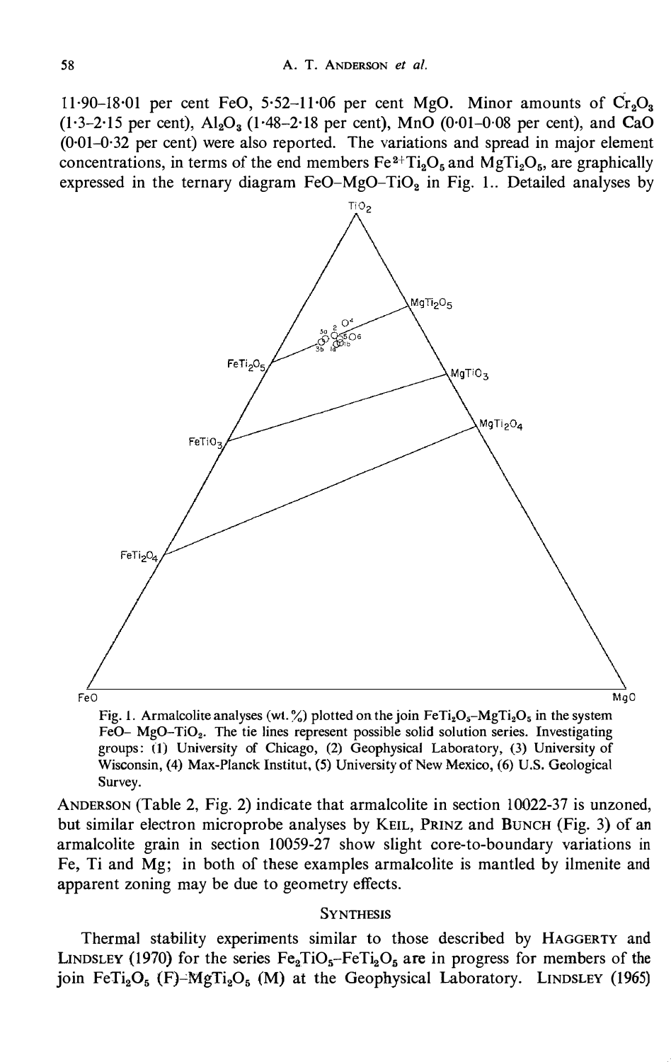11·90–18·01 per cent FeO, 5·52–11·06 per cent MgO. Minor amounts of $Cr_2O_3$ (1·3–2·15 per cent), $Al_2O_3$ (1·48–2·18 per cent), MnO (0·01–0·08 per cent), and CaO (0·01–0·32 per cent) were also reported. The variations and spread in major element concentrations, in terms of the end members $Fe^{2+}Ti_2O_5$ and $MgTi_2O_5$, are graphically expressed in the ternary diagram $FeO–MgO–TiO_2$ in Fig. 1.. Detailed analyses by

Fig. 1. Armalcolite analyses (wt.%) plotted on the join $FeTi_2O_5$–$MgTi_2O_5$ in the system FeO– $MgO–TiO_2$. The tie lines represent possible solid solution series. Investigating groups: (1) University of Chicago, (2) Geophysical Laboratory, (3) University of Wisconsin, (4) Max-Planck Institut, (5) University of New Mexico, (6) U.S. Geological Survey.

ANDERSON (Table 2, Fig. 2) indicate that armalcolite in section 10022-37 is unzoned, but similar electron microprobe analyses by KEIL, PRINZ and BUNCH (Fig. 3) of an armalcolite grain in section 10059-27 show slight core-to-boundary variations in Fe, Ti and Mg; in both of these examples armalcolite is mantled by ilmenite and apparent zoning may be due to geometry effects.

## SYNTHESIS

Thermal stability experiments similar to those described by HAGGERTY and LINDSLEY (1970) for the series $Fe_2TiO_5$–$FeTi_2O_5$ are in progress for members of the join $FeTi_2O_5$ (F)–$MgTi_2O_5$ (M) at the Geophysical Laboratory. LINDSLEY (1965)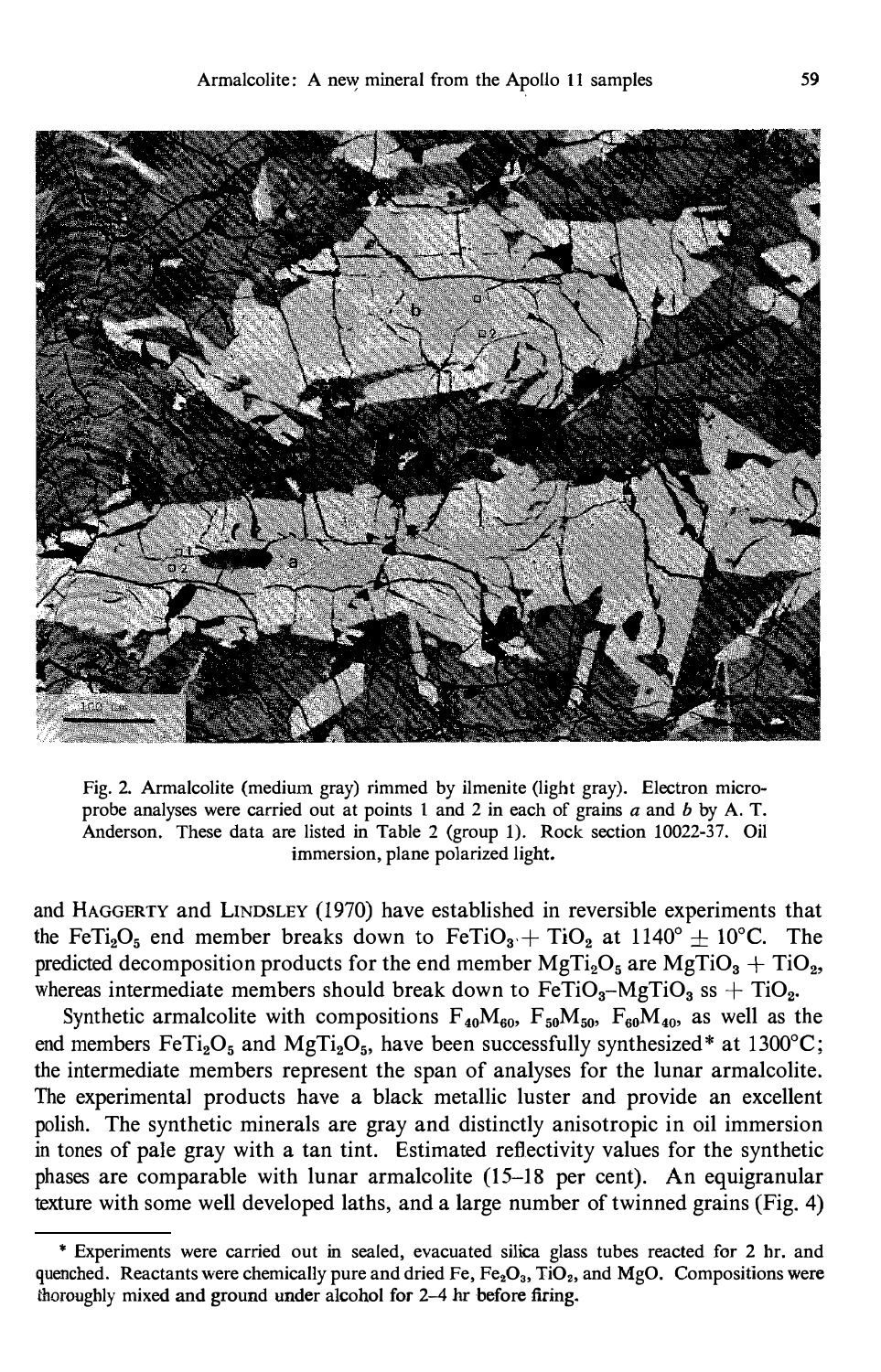Fig. 2. Armalcolite (medium gray) rimmed by ilmenite (light gray). Electron microprobe analyses were carried out at points 1 and 2 in each of grains *a* and *b* by A. T. Anderson. These data are listed in Table 2 (group 1). Rock section 10022-37. Oil immersion, plane polarized light.

and HAGGERTY and LINDSLEY (1970) have established in reversible experiments that the $FeTi_2O_5$ end member breaks down to $FeTiO_3 + TiO_2$ at $1140° \pm 10°C$. The predicted decomposition products for the end member $MgTi_2O_5$ are $MgTiO_3 + TiO_2$, whereas intermediate members should break down to $FeTiO_3$–$MgTiO_3$ ss + $TiO_2$.

Synthetic armalcolite with compositions $F_{40}M_{60}$, $F_{50}M_{50}$, $F_{60}M_{40}$, as well as the end members $FeTi_2O_5$ and $MgTi_2O_5$, have been successfully synthesized* at 1300°C; the intermediate members represent the span of analyses for the lunar armalcolite. The experimental products have a black metallic luster and provide an excellent polish. The synthetic minerals are gray and distinctly anisotropic in oil immersion in tones of pale gray with a tan tint. Estimated reflectivity values for the synthetic phases are comparable with lunar armalcolite (15–18 per cent). An equigranular texture with some well developed laths, and a large number of twinned grains (Fig. 4)

* Experiments were carried out in sealed, evacuated silica glass tubes reacted for 2 hr. and quenched. Reactants were chemically pure and dried Fe, $Fe_2O_3$, $TiO_2$, and MgO. Compositions were thoroughly mixed and ground under alcohol for 2–4 hr before firing.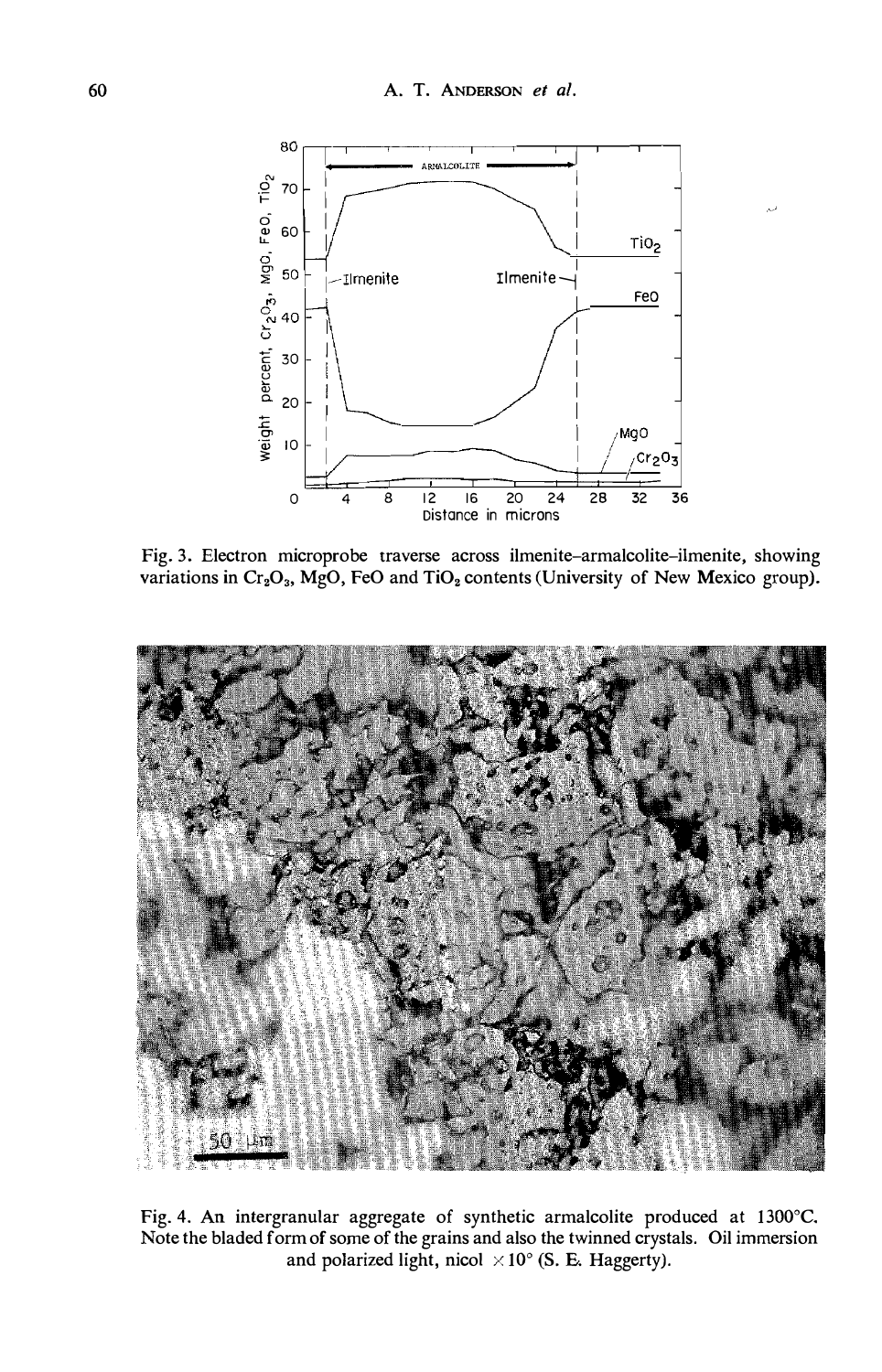Fig. 3. Electron microprobe traverse across ilmenite–armalcolite–ilmenite, showing variations in $Cr_2O_3$, MgO, FeO and $TiO_2$ contents (University of New Mexico group).

Fig. 4. An intergranular aggregate of synthetic armalcolite produced at 1300°C. Note the bladed form of some of the grains and also the twinned crystals. Oil immersion and polarized light, nicol × 10° (S. E. Haggerty).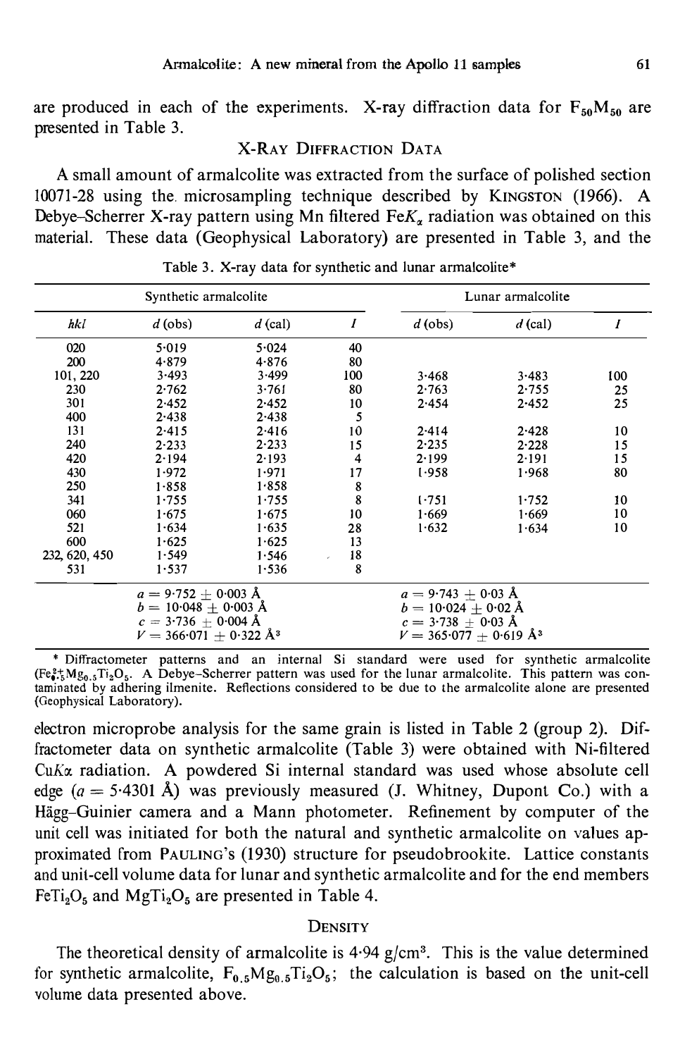are produced in each of the experiments. X-ray diffraction data for $F_{50}M_{50}$ are presented in Table 3.

## X-Ray Diffraction Data

A small amount of armalcolite was extracted from the surface of polished section 10071-28 using the microsampling technique described by KINGSTON (1966). A Debye–Scherrer X-ray pattern using Mn filtered Fe$K_\alpha$ radiation was obtained on this material. These data (Geophysical Laboratory) are presented in Table 3, and the

Table 3. X-ray data for synthetic and lunar armalcolite*

| Synthetic armalcolite | | | | Lunar armalcolite | | |
|---|---|---|---|---|---|---|
| *hkl* | *d* (obs) | *d* (cal) | *I* | *d* (obs) | *d* (cal) | *I* |
| 020 | 5·019 | 5·024 | 40 | | | |
| 200 | 4·879 | 4·876 | 80 | | | |
| 101, 220 | 3·493 | 3·499 | 100 | 3·468 | 3·483 | 100 |
| 230 | 2·762 | 3·761 | 80 | 2·763 | 2·755 | 25 |
| 301 | 2·452 | 2·452 | 10 | 2·454 | 2·452 | 25 |
| 400 | 2·438 | 2·438 | 5 | | | |
| 131 | 2·415 | 2·416 | 10 | 2·414 | 2·428 | 10 |
| 240 | 2·233 | 2·233 | 15 | 2·235 | 2·228 | 15 |
| 420 | 2·194 | 2·193 | 4 | 2·199 | 2·191 | 15 |
| 430 | 1·972 | 1·971 | 17 | 1·958 | 1·968 | 80 |
| 250 | 1·858 | 1·858 | 8 | | | |
| 341 | 1·755 | 1·755 | 8 | 1·751 | 1·752 | 10 |
| 060 | 1·675 | 1·675 | 10 | 1·669 | 1·669 | 10 |
| 521 | 1·634 | 1·635 | 28 | 1·632 | 1·634 | 10 |
| 600 | 1·625 | 1·625 | 13 | | | |
| 232, 620, 450 | 1·549 | 1·546 | 18 | | | |
| 531 | 1·537 | 1·536 | 8 | | | |
| | $a = 9{\cdot}752 \pm 0{\cdot}003$ Å<br>$b = 10{\cdot}048 \pm 0{\cdot}003$ Å<br>$c = 3{\cdot}736 \pm 0{\cdot}004$ Å<br>$V = 366{\cdot}071 \pm 0{\cdot}322$ Å$^3$ | | | $a = 9{\cdot}743 \pm 0{\cdot}03$ Å<br>$b = 10{\cdot}024 \pm 0{\cdot}02$ Å<br>$c = 3{\cdot}738 \pm 0{\cdot}03$ Å<br>$V = 365{\cdot}077 \pm 0{\cdot}619$ Å$^3$ | | |

\* Diffractometer patterns and an internal Si standard were used for synthetic armalcolite ($Fe^{2+}_{0.5}Mg_{0.5}Ti_2O_5$. A Debye–Scherrer pattern was used for the lunar armalcolite. This pattern was contaminated by adhering ilmenite. Reflections considered to be due to the armalcolite alone are presented (Geophysical Laboratory).

electron microprobe analysis for the same grain is listed in Table 2 (group 2). Diffractometer data on synthetic armalcolite (Table 3) were obtained with Ni-filtered Cu$K\alpha$ radiation. A powdered Si internal standard was used whose absolute cell edge ($a = 5{\cdot}4301$ Å) was previously measured (J. Whitney, Dupont Co.) with a Hägg–Guinier camera and a Mann photometer. Refinement by computer of the unit cell was initiated for both the natural and synthetic armalcolite on values approximated from PAULING's (1930) structure for pseudobrookite. Lattice constants and unit-cell volume data for lunar and synthetic armalcolite and for the end members $FeTi_2O_5$ and $MgTi_2O_5$ are presented in Table 4.

## Density

The theoretical density of armalcolite is 4·94 g/cm$^3$. This is the value determined for synthetic armalcolite, $F_{0.5}Mg_{0.5}Ti_2O_5$; the calculation is based on the unit-cell volume data presented above.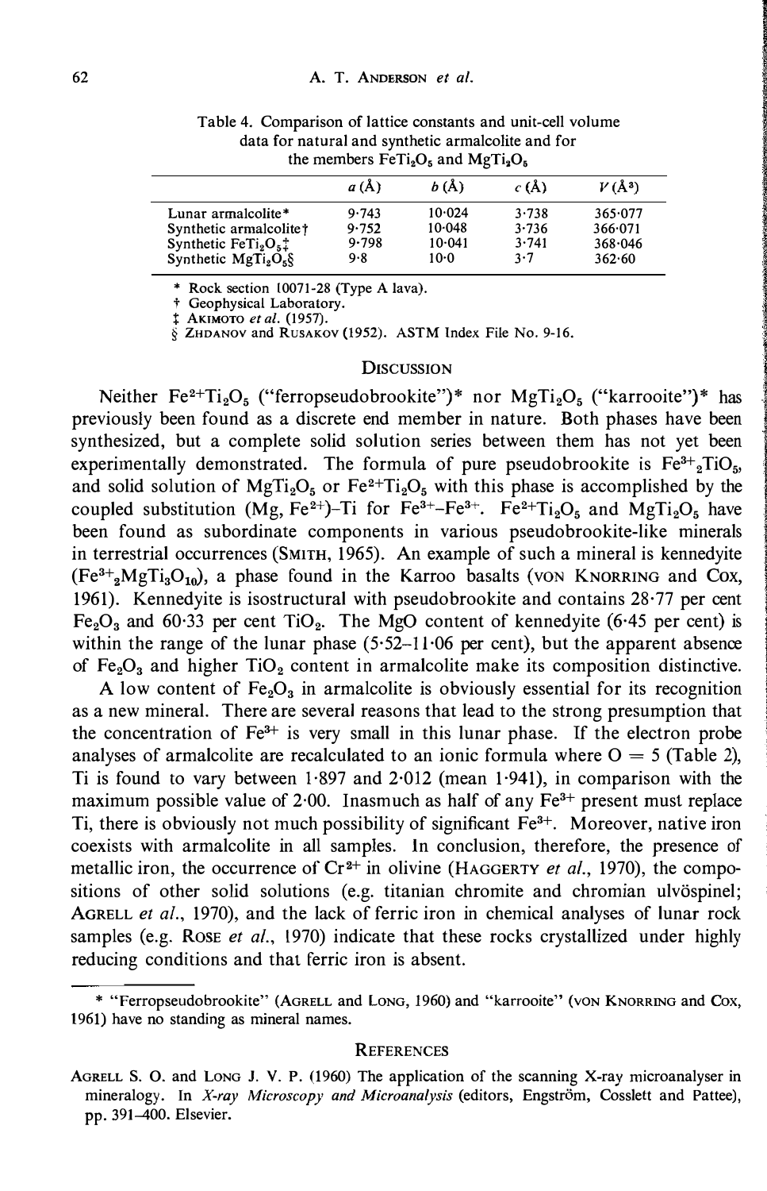Table 4. Comparison of lattice constants and unit-cell volume data for natural and synthetic armalcolite and for the members $FeTi_2O_5$ and $MgTi_2O_5$

| | a (Å) | b (Å) | c (Å) | V (Å³) |
|---|---|---|---|---|
| Lunar armalcolite* | 9·743 | 10·024 | 3·738 | 365·077 |
| Synthetic armalcolite† | 9·752 | 10·048 | 3·736 | 366·071 |
| Synthetic $FeTi_2O_5$‡ | 9·798 | 10·041 | 3·741 | 368·046 |
| Synthetic $MgTi_2O_5$§ | 9·8 | 10·0 | 3·7 | 362·60 |

\* Rock section 10071-28 (Type A lava).
† Geophysical Laboratory.
‡ AKIMOTO *et al.* (1957).
§ ZHDANOV and RUSAKOV (1952). ASTM Index File No. 9-16.

## DISCUSSION

Neither $Fe^{2+}Ti_2O_5$ ("ferropseudobrookite")* nor $MgTi_2O_5$ ("karrooite")* has previously been found as a discrete end member in nature. Both phases have been synthesized, but a complete solid solution series between them has not yet been experimentally demonstrated. The formula of pure pseudobrookite is $Fe^{3+}{}_2TiO_5$, and solid solution of $MgTi_2O_5$ or $Fe^{2+}Ti_2O_5$ with this phase is accomplished by the coupled substitution (Mg, $Fe^{2+}$)–Ti for $Fe^{3+}$–$Fe^{3+}$. $Fe^{2+}Ti_2O_5$ and $MgTi_2O_5$ have been found as subordinate components in various pseudobrookite-like minerals in terrestrial occurrences (SMITH, 1965). An example of such a mineral is kennedyite ($Fe^{3+}{}_2MgTi_3O_{10}$), a phase found in the Karroo basalts (VON KNORRING and COX, 1961). Kennedyite is isostructural with pseudobrookite and contains 28·77 per cent $Fe_2O_3$ and 60·33 per cent $TiO_2$. The MgO content of kennedyite (6·45 per cent) is within the range of the lunar phase (5·52–11·06 per cent), but the apparent absence of $Fe_2O_3$ and higher $TiO_2$ content in armalcolite make its composition distinctive.

A low content of $Fe_2O_3$ in armalcolite is obviously essential for its recognition as a new mineral. There are several reasons that lead to the strong presumption that the concentration of $Fe^{3+}$ is very small in this lunar phase. If the electron probe analyses of armalcolite are recalculated to an ionic formula where O = 5 (Table 2), Ti is found to vary between 1·897 and 2·012 (mean 1·941), in comparison with the maximum possible value of 2·00. Inasmuch as half of any $Fe^{3+}$ present must replace Ti, there is obviously not much possibility of significant $Fe^{3+}$. Moreover, native iron coexists with armalcolite in all samples. In conclusion, therefore, the presence of metallic iron, the occurrence of $Cr^{2+}$ in olivine (HAGGERTY *et al.*, 1970), the compositions of other solid solutions (e.g. titanian chromite and chromian ulvöspinel; AGRELL *et al.*, 1970), and the lack of ferric iron in chemical analyses of lunar rock samples (e.g. ROSE *et al.*, 1970) indicate that these rocks crystallized under highly reducing conditions and that ferric iron is absent.

---

\* "Ferropseudobrookite" (AGRELL and LONG, 1960) and "karrooite" (VON KNORRING and COX, 1961) have no standing as mineral names.

## REFERENCES

AGRELL S. O. and LONG J. V. P. (1960) The application of the scanning X-ray microanalyser in mineralogy. In *X-ray Microscopy and Microanalysis* (editors, Engström, Cosslett and Pattee), pp. 391–400. Elsevier.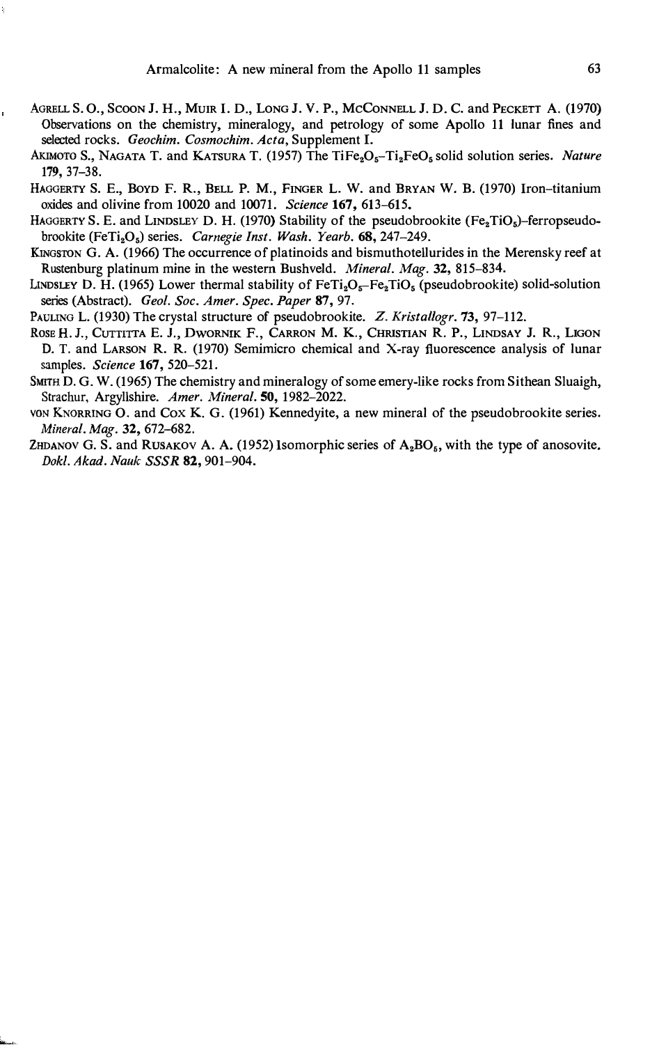AGRELL S. O., SCOON J. H., MUIR I. D., LONG J. V. P., MCCONNELL J. D. C. and PECKETT A. (1970) Observations on the chemistry, mineralogy, and petrology of some Apollo 11 lunar fines and selected rocks. *Geochim. Cosmochim. Acta*, Supplement I.

AKIMOTO S., NAGATA T. and KATSURA T. (1957) The $TiFe_2O_5$–$Ti_2FeO_5$ solid solution series. *Nature* **179**, 37–38.

HAGGERTY S. E., BOYD F. R., BELL P. M., FINGER L. W. and BRYAN W. B. (1970) Iron–titanium oxides and olivine from 10020 and 10071. *Science* **167**, 613–615.

HAGGERTY S. E. and LINDSLEY D. H. (1970) Stability of the pseudobrookite ($Fe_2TiO_5$)–ferropseudobrookite ($FeTi_2O_5$) series. *Carnegie Inst. Wash. Yearb.* **68**, 247–249.

KINGSTON G. A. (1966) The occurrence of platinoids and bismuthotellurides in the Merensky reef at Rustenburg platinum mine in the western Bushveld. *Mineral. Mag.* **32**, 815–834.

LINDSLEY D. H. (1965) Lower thermal stability of $FeTi_2O_5$–$Fe_2TiO_5$ (pseudobrookite) solid-solution series (Abstract). *Geol. Soc. Amer. Spec. Paper* **87**, 97.

PAULING L. (1930) The crystal structure of pseudobrookite. *Z. Kristallogr.* **73**, 97–112.

ROSE H. J., CUTTITTA E. J., DWORNIK F., CARRON M. K., CHRISTIAN R. P., LINDSAY J. R., LIGON D. T. and LARSON R. R. (1970) Semimicro chemical and X-ray fluorescence analysis of lunar samples. *Science* **167**, 520–521.

SMITH D. G. W. (1965) The chemistry and mineralogy of some emery-like rocks from Sithean Sluaigh, Strachur, Argyllshire. *Amer. Mineral.* **50**, 1982–2022.

VON KNORRING O. and COX K. G. (1961) Kennedyite, a new mineral of the pseudobrookite series. *Mineral. Mag.* **32**, 672–682.

ZHDANOV G. S. and RUSAKOV A. A. (1952) Isomorphic series of $A_2BO_5$, with the type of anosovite. *Dokl. Akad. Nauk SSSR* **82**, 901–904.